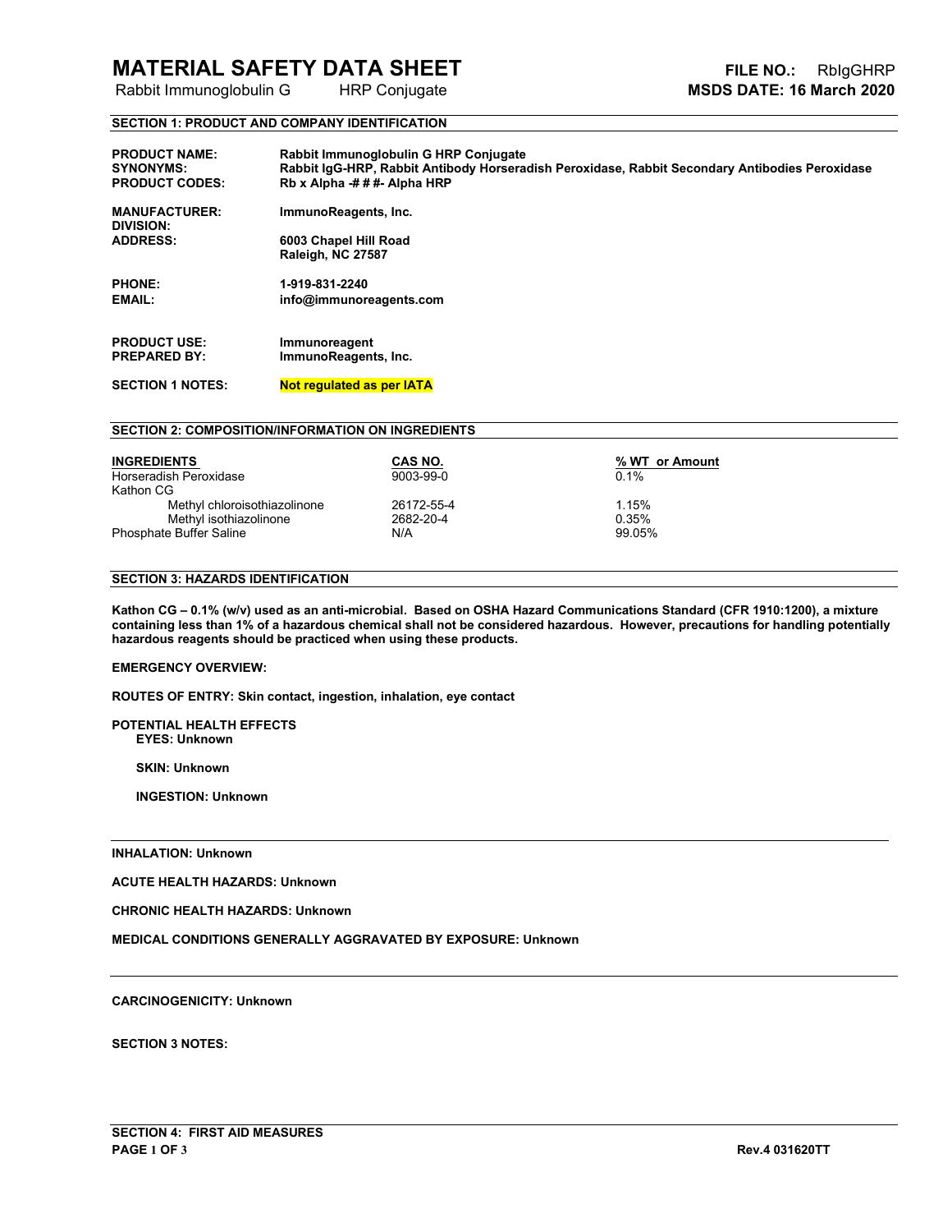# MATERIAL SAFETY DATA SHEET

Rabbit Immunoglobulin G HRP Conjugate

**FILE NO.:** RbIgGHRP
**MSDS DATE: 16 March 2020**

## SECTION 1: PRODUCT AND COMPANY IDENTIFICATION

**PRODUCT NAME:** **Rabbit Immunoglobulin G HRP Conjugate**
**SYNONYMS:** **Rabbit IgG-HRP, Rabbit Antibody Horseradish Peroxidase, Rabbit Secondary Antibodies Peroxidase**
**PRODUCT CODES:** **Rb x Alpha -# # #- Alpha HRP**

**MANUFACTURER:** **ImmunoReagents, Inc.**
**DIVISION:**
**ADDRESS:** **6003 Chapel Hill Road**
**Raleigh, NC 27587**

**PHONE:** **1-919-831-2240**
**EMAIL:** **info@immunoreagents.com**

**PRODUCT USE:** **Immunoreagent**
**PREPARED BY:** **ImmunoReagents, Inc.**

**SECTION 1 NOTES:** **Not regulated as per IATA**

## SECTION 2: COMPOSITION/INFORMATION ON INGREDIENTS

| INGREDIENTS | CAS NO. | % WT or Amount |
|---|---|---|
| Horseradish Peroxidase | 9003-99-0 | 0.1% |
| Kathon CG | | |
| Methyl chloroisothiazolinone | 26172-55-4 | 1.15% |
| Methyl isothiazolinone | 2682-20-4 | 0.35% |
| Phosphate Buffer Saline | N/A | 99.05% |

## SECTION 3: HAZARDS IDENTIFICATION

**Kathon CG – 0.1% (w/v) used as an anti-microbial. Based on OSHA Hazard Communications Standard (CFR 1910:1200), a mixture containing less than 1% of a hazardous chemical shall not be considered hazardous. However, precautions for handling potentially hazardous reagents should be practiced when using these products.**

**EMERGENCY OVERVIEW:**

**ROUTES OF ENTRY: Skin contact, ingestion, inhalation, eye contact**

**POTENTIAL HEALTH EFFECTS**

**EYES: Unknown**

**SKIN: Unknown**

**INGESTION: Unknown**

**INHALATION: Unknown**

**ACUTE HEALTH HAZARDS: Unknown**

**CHRONIC HEALTH HAZARDS: Unknown**

**MEDICAL CONDITIONS GENERALLY AGGRAVATED BY EXPOSURE: Unknown**

**CARCINOGENICITY: Unknown**

**SECTION 3 NOTES:**

## SECTION 4: FIRST AID MEASURES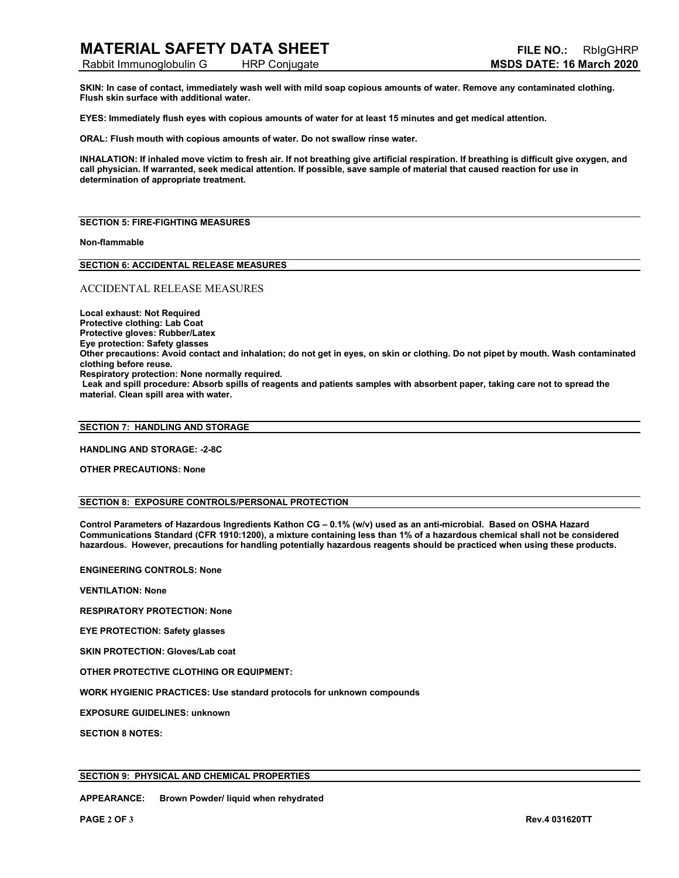**SKIN: In case of contact, immediately wash well with mild soap copious amounts of water. Remove any contaminated clothing. Flush skin surface with additional water.**

**EYES: Immediately flush eyes with copious amounts of water for at least 15 minutes and get medical attention.**

**ORAL: Flush mouth with copious amounts of water. Do not swallow rinse water.**

**INHALATION: If inhaled move victim to fresh air. If not breathing give artificial respiration. If breathing is difficult give oxygen, and call physician. If warranted, seek medical attention. If possible, save sample of material that caused reaction for use in determination of appropriate treatment.**

## SECTION 5: FIRE-FIGHTING MEASURES

**Non-flammable**

## SECTION 6: ACCIDENTAL RELEASE MEASURES

ACCIDENTAL RELEASE MEASURES

**Local exhaust: Not Required**
**Protective clothing: Lab Coat**
**Protective gloves: Rubber/Latex**
**Eye protection: Safety glasses**
**Other precautions: Avoid contact and inhalation; do not get in eyes, on skin or clothing. Do not pipet by mouth. Wash contaminated clothing before reuse.**
**Respiratory protection: None normally required.**
**Leak and spill procedure: Absorb spills of reagents and patients samples with absorbent paper, taking care not to spread the material. Clean spill area with water.**

## SECTION 7: HANDLING AND STORAGE

**HANDLING AND STORAGE: -2-8C**

**OTHER PRECAUTIONS: None**

## SECTION 8: EXPOSURE CONTROLS/PERSONAL PROTECTION

**Control Parameters of Hazardous Ingredients Kathon CG – 0.1% (w/v) used as an anti-microbial. Based on OSHA Hazard Communications Standard (CFR 1910:1200), a mixture containing less than 1% of a hazardous chemical shall not be considered hazardous. However, precautions for handling potentially hazardous reagents should be practiced when using these products.**

**ENGINEERING CONTROLS: None**

**VENTILATION: None**

**RESPIRATORY PROTECTION: None**

**EYE PROTECTION: Safety glasses**

**SKIN PROTECTION: Gloves/Lab coat**

**OTHER PROTECTIVE CLOTHING OR EQUIPMENT:**

**WORK HYGIENIC PRACTICES: Use standard protocols for unknown compounds**

**EXPOSURE GUIDELINES: unknown**

**SECTION 8 NOTES:**

## SECTION 9: PHYSICAL AND CHEMICAL PROPERTIES

**APPEARANCE: Brown Powder/ liquid when rehydrated**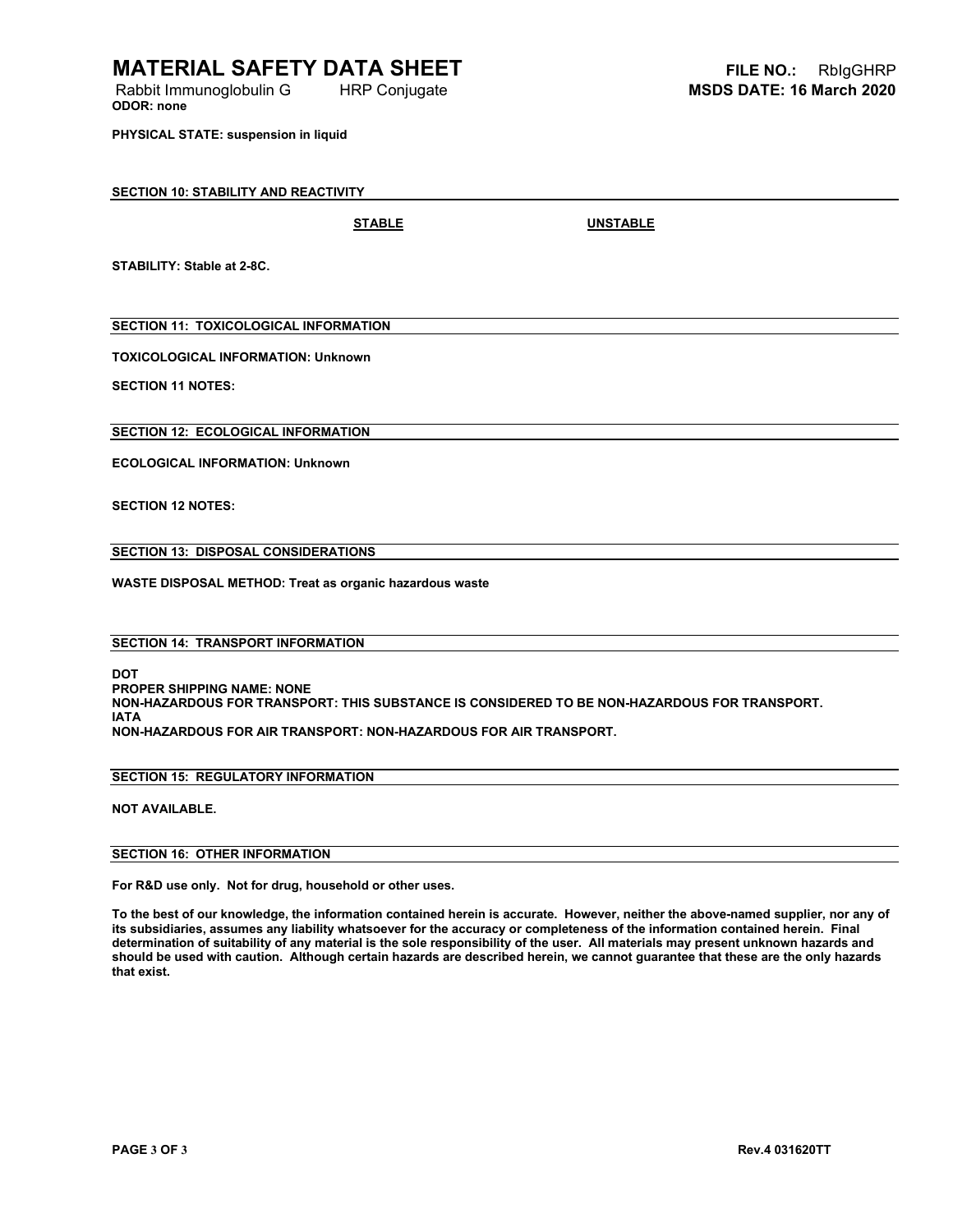**ODOR: none**

**PHYSICAL STATE: suspension in liquid**

## SECTION 10: STABILITY AND REACTIVITY

| STABLE | UNSTABLE |
|---|---|

**STABILITY: Stable at 2-8C.**

## SECTION 11: TOXICOLOGICAL INFORMATION

**TOXICOLOGICAL INFORMATION: Unknown**

**SECTION 11 NOTES:**

## SECTION 12: ECOLOGICAL INFORMATION

**ECOLOGICAL INFORMATION: Unknown**

**SECTION 12 NOTES:**

## SECTION 13: DISPOSAL CONSIDERATIONS

**WASTE DISPOSAL METHOD: Treat as organic hazardous waste**

## SECTION 14: TRANSPORT INFORMATION

**DOT**
**PROPER SHIPPING NAME: NONE**
**NON-HAZARDOUS FOR TRANSPORT: THIS SUBSTANCE IS CONSIDERED TO BE NON-HAZARDOUS FOR TRANSPORT.**
**IATA**
**NON-HAZARDOUS FOR AIR TRANSPORT: NON-HAZARDOUS FOR AIR TRANSPORT.**

## SECTION 15: REGULATORY INFORMATION

**NOT AVAILABLE.**

## SECTION 16: OTHER INFORMATION

**For R&D use only. Not for drug, household or other uses.**

**To the best of our knowledge, the information contained herein is accurate. However, neither the above-named supplier, nor any of its subsidiaries, assumes any liability whatsoever for the accuracy or completeness of the information contained herein. Final determination of suitability of any material is the sole responsibility of the user. All materials may present unknown hazards and should be used with caution. Although certain hazards are described herein, we cannot guarantee that these are the only hazards that exist.**